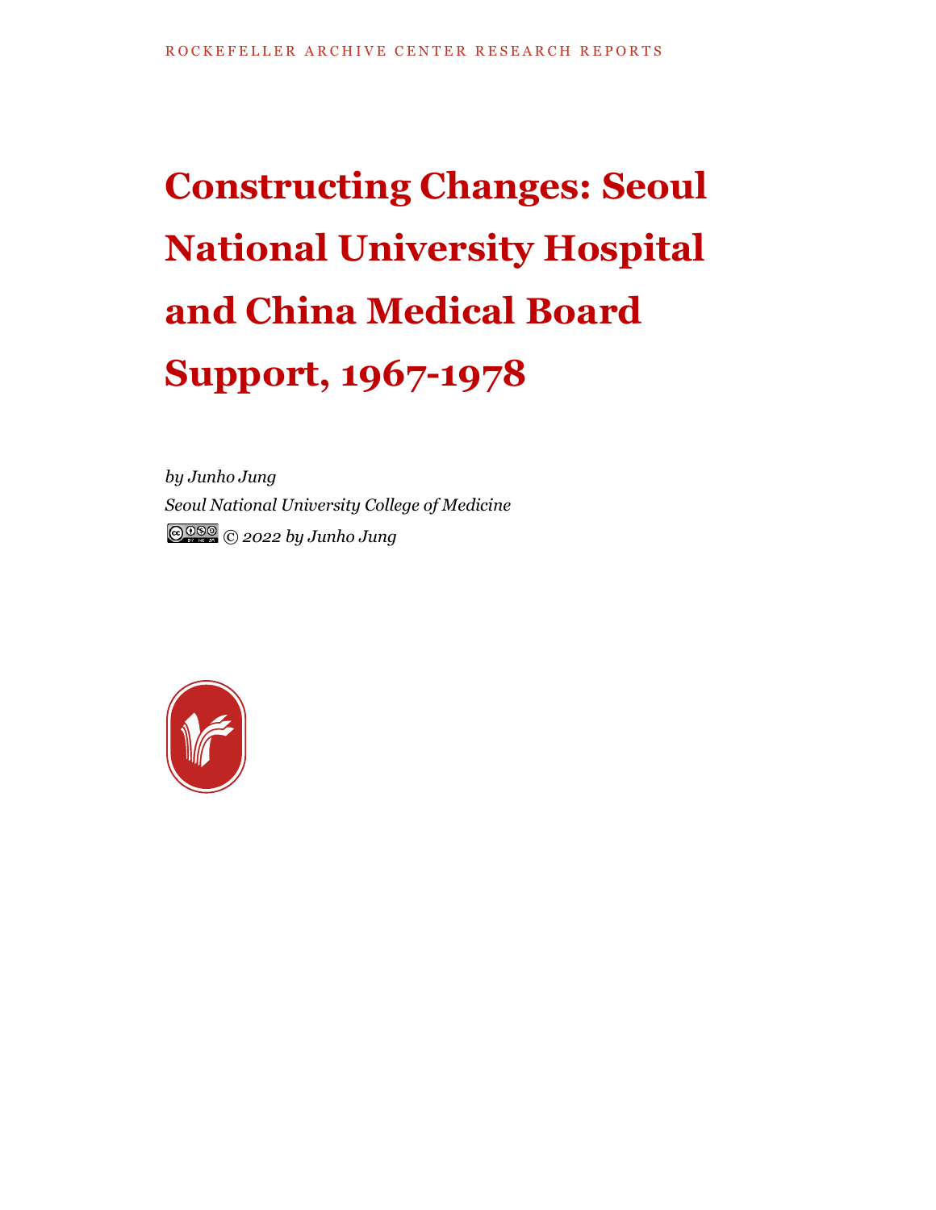ROCKEFELLER ARCHIVE CENTER RESEARCH REPORTS

# Constructing Changes: Seoul National University Hospital and China Medical Board Support, 1967-1978

*by Junho Jung*

*Seoul National University College of Medicine*

*© 2022 by Junho Jung*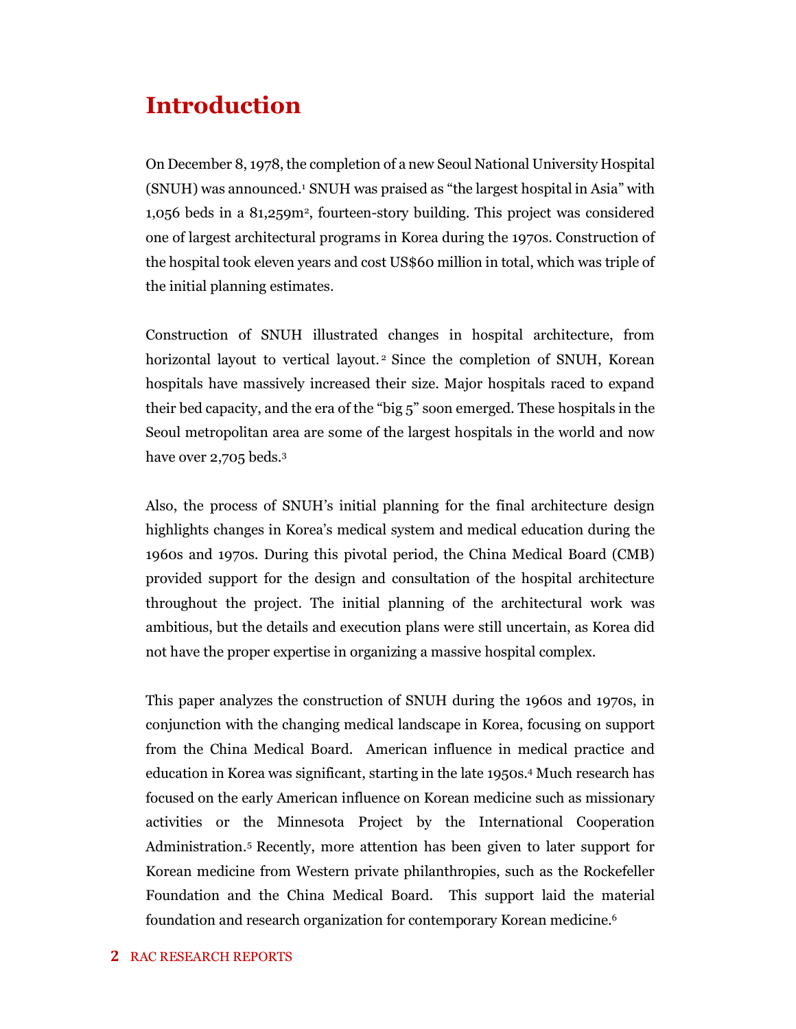# Introduction

On December 8, 1978, the completion of a new Seoul National University Hospital (SNUH) was announced.[1] SNUH was praised as "the largest hospital in Asia" with 1,056 beds in a 81,259m$^2$, fourteen-story building. This project was considered one of largest architectural programs in Korea during the 1970s. Construction of the hospital took eleven years and cost US$60 million in total, which was triple of the initial planning estimates.

Construction of SNUH illustrated changes in hospital architecture, from horizontal layout to vertical layout.[2] Since the completion of SNUH, Korean hospitals have massively increased their size. Major hospitals raced to expand their bed capacity, and the era of the "big 5" soon emerged. These hospitals in the Seoul metropolitan area are some of the largest hospitals in the world and now have over 2,705 beds.[3]

Also, the process of SNUH's initial planning for the final architecture design highlights changes in Korea's medical system and medical education during the 1960s and 1970s. During this pivotal period, the China Medical Board (CMB) provided support for the design and consultation of the hospital architecture throughout the project. The initial planning of the architectural work was ambitious, but the details and execution plans were still uncertain, as Korea did not have the proper expertise in organizing a massive hospital complex.

This paper analyzes the construction of SNUH during the 1960s and 1970s, in conjunction with the changing medical landscape in Korea, focusing on support from the China Medical Board. American influence in medical practice and education in Korea was significant, starting in the late 1950s.[4] Much research has focused on the early American influence on Korean medicine such as missionary activities or the Minnesota Project by the International Cooperation Administration.[5] Recently, more attention has been given to later support for Korean medicine from Western private philanthropies, such as the Rockefeller Foundation and the China Medical Board. This support laid the material foundation and research organization for contemporary Korean medicine.[6]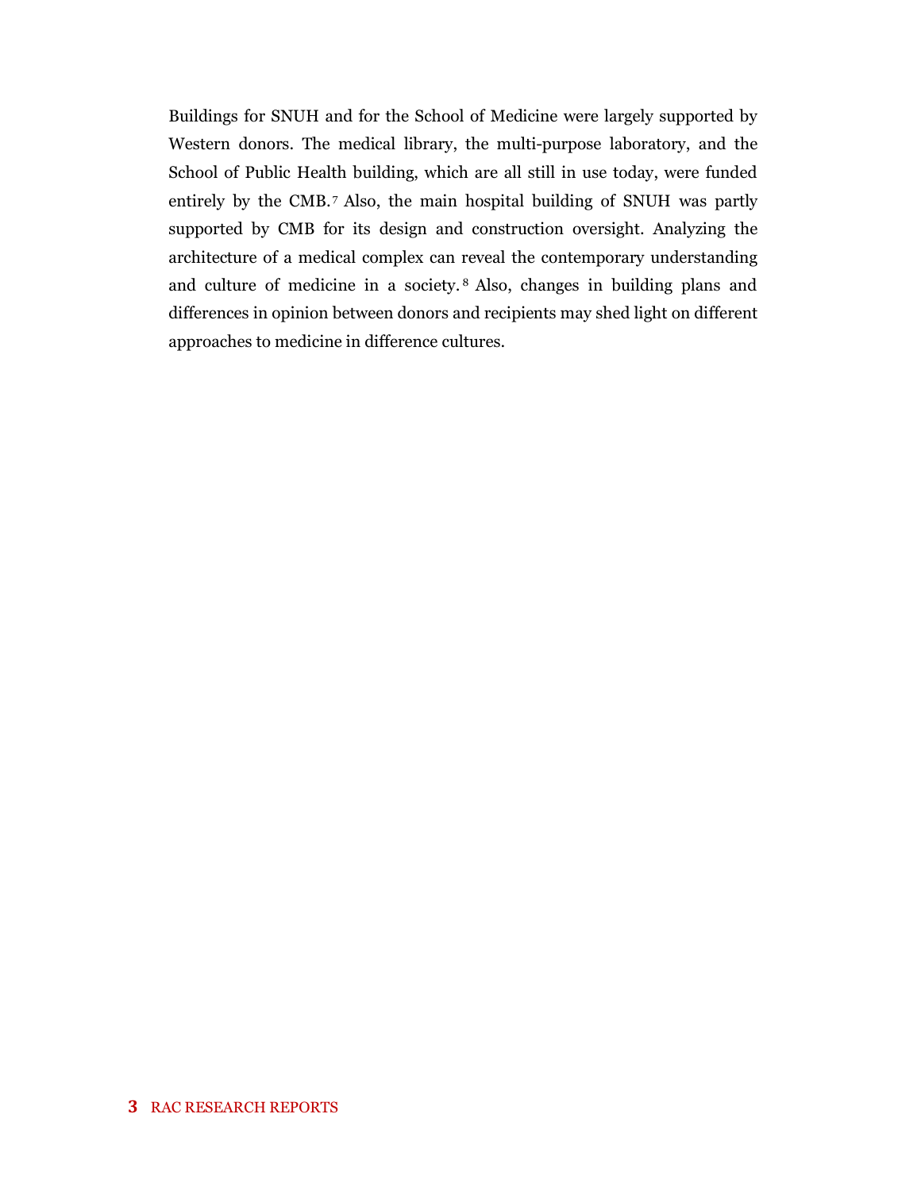Buildings for SNUH and for the School of Medicine were largely supported by Western donors. The medical library, the multi-purpose laboratory, and the School of Public Health building, which are all still in use today, were funded entirely by the CMB.[7] Also, the main hospital building of SNUH was partly supported by CMB for its design and construction oversight. Analyzing the architecture of a medical complex can reveal the contemporary understanding and culture of medicine in a society.[8] Also, changes in building plans and differences in opinion between donors and recipients may shed light on different approaches to medicine in difference cultures.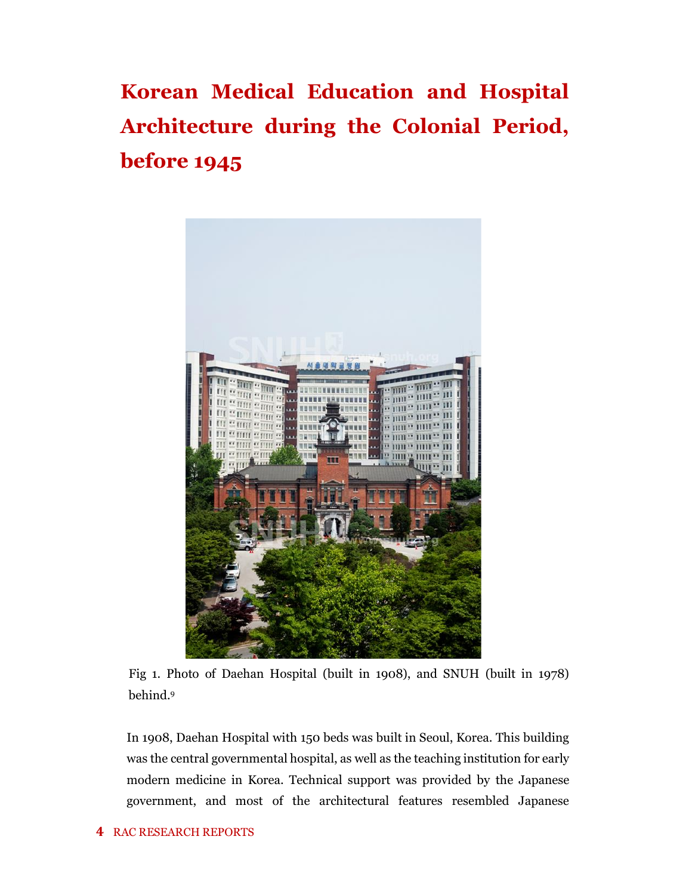# Korean Medical Education and Hospital Architecture during the Colonial Period, before 1945

Fig 1. Photo of Daehan Hospital (built in 1908), and SNUH (built in 1978) behind.[9]

In 1908, Daehan Hospital with 150 beds was built in Seoul, Korea. This building was the central governmental hospital, as well as the teaching institution for early modern medicine in Korea. Technical support was provided by the Japanese government, and most of the architectural features resembled Japanese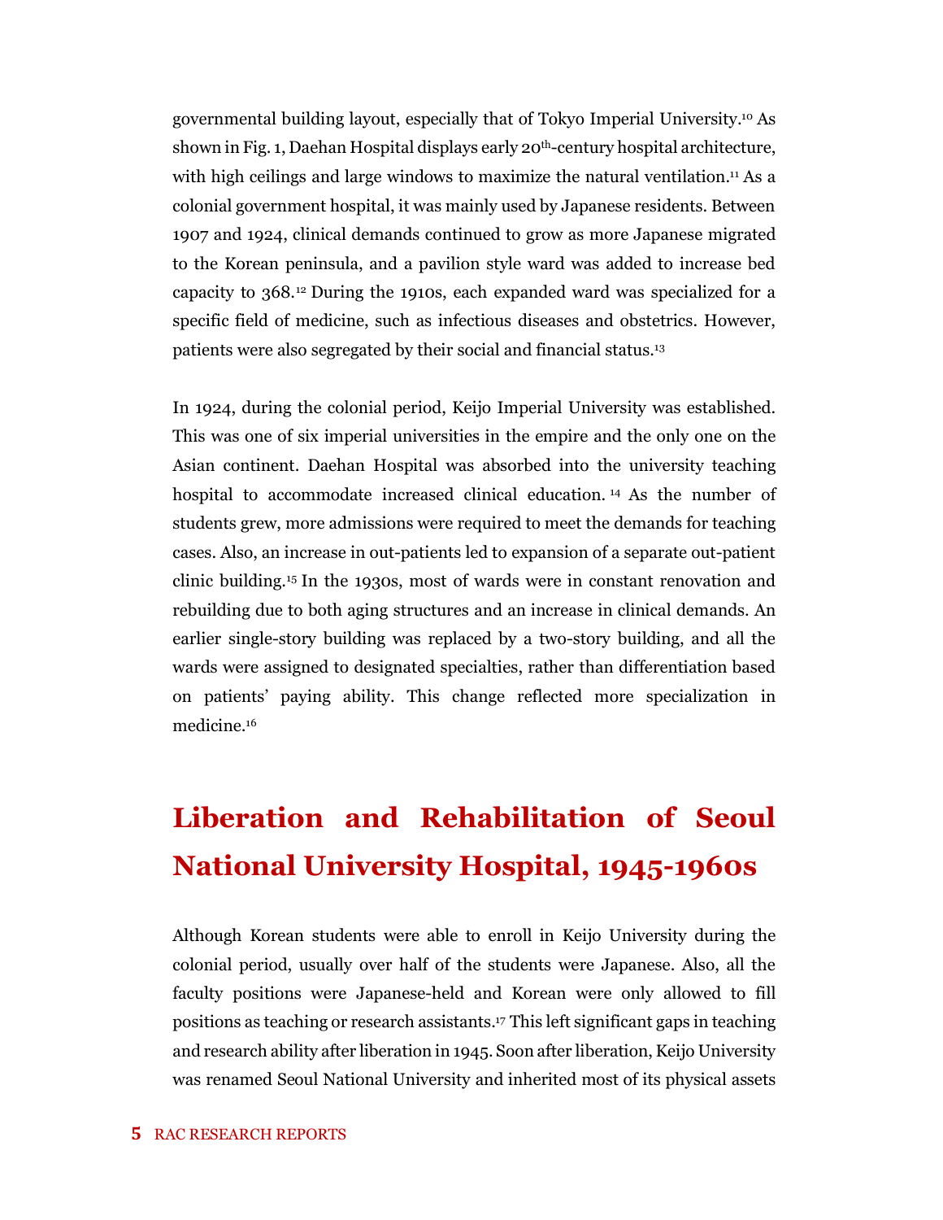governmental building layout, especially that of Tokyo Imperial University.[10] As shown in Fig. 1, Daehan Hospital displays early 20th-century hospital architecture, with high ceilings and large windows to maximize the natural ventilation.[11] As a colonial government hospital, it was mainly used by Japanese residents. Between 1907 and 1924, clinical demands continued to grow as more Japanese migrated to the Korean peninsula, and a pavilion style ward was added to increase bed capacity to 368.[12] During the 1910s, each expanded ward was specialized for a specific field of medicine, such as infectious diseases and obstetrics. However, patients were also segregated by their social and financial status.[13]

In 1924, during the colonial period, Keijo Imperial University was established. This was one of six imperial universities in the empire and the only one on the Asian continent. Daehan Hospital was absorbed into the university teaching hospital to accommodate increased clinical education.[14] As the number of students grew, more admissions were required to meet the demands for teaching cases. Also, an increase in out-patients led to expansion of a separate out-patient clinic building.[15] In the 1930s, most of wards were in constant renovation and rebuilding due to both aging structures and an increase in clinical demands. An earlier single-story building was replaced by a two-story building, and all the wards were assigned to designated specialties, rather than differentiation based on patients' paying ability. This change reflected more specialization in medicine.[16]

## Liberation and Rehabilitation of Seoul National University Hospital, 1945-1960s

Although Korean students were able to enroll in Keijo University during the colonial period, usually over half of the students were Japanese. Also, all the faculty positions were Japanese-held and Korean were only allowed to fill positions as teaching or research assistants.[17] This left significant gaps in teaching and research ability after liberation in 1945. Soon after liberation, Keijo University was renamed Seoul National University and inherited most of its physical assets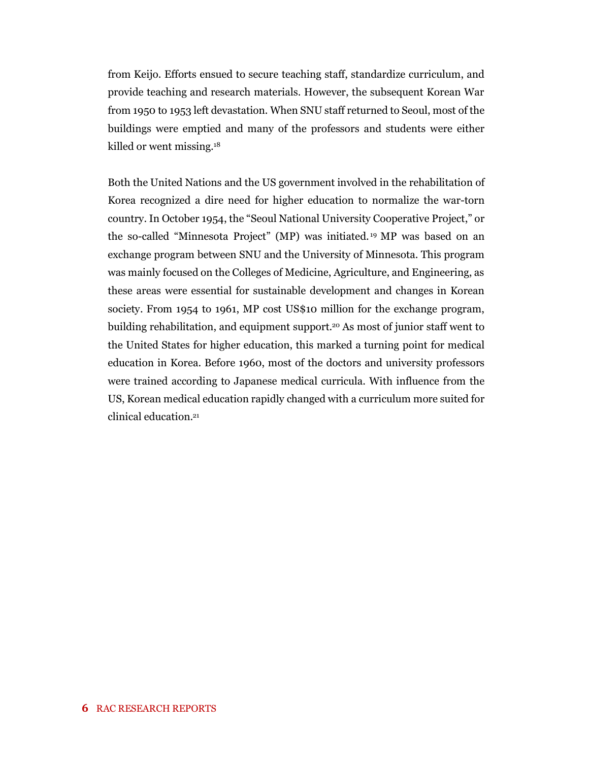from Keijo. Efforts ensued to secure teaching staff, standardize curriculum, and provide teaching and research materials. However, the subsequent Korean War from 1950 to 1953 left devastation. When SNU staff returned to Seoul, most of the buildings were emptied and many of the professors and students were either killed or went missing.[18]

Both the United Nations and the US government involved in the rehabilitation of Korea recognized a dire need for higher education to normalize the war-torn country. In October 1954, the "Seoul National University Cooperative Project," or the so-called "Minnesota Project" (MP) was initiated.[19] MP was based on an exchange program between SNU and the University of Minnesota. This program was mainly focused on the Colleges of Medicine, Agriculture, and Engineering, as these areas were essential for sustainable development and changes in Korean society. From 1954 to 1961, MP cost US$10 million for the exchange program, building rehabilitation, and equipment support.[20] As most of junior staff went to the United States for higher education, this marked a turning point for medical education in Korea. Before 1960, most of the doctors and university professors were trained according to Japanese medical curricula. With influence from the US, Korean medical education rapidly changed with a curriculum more suited for clinical education.[21]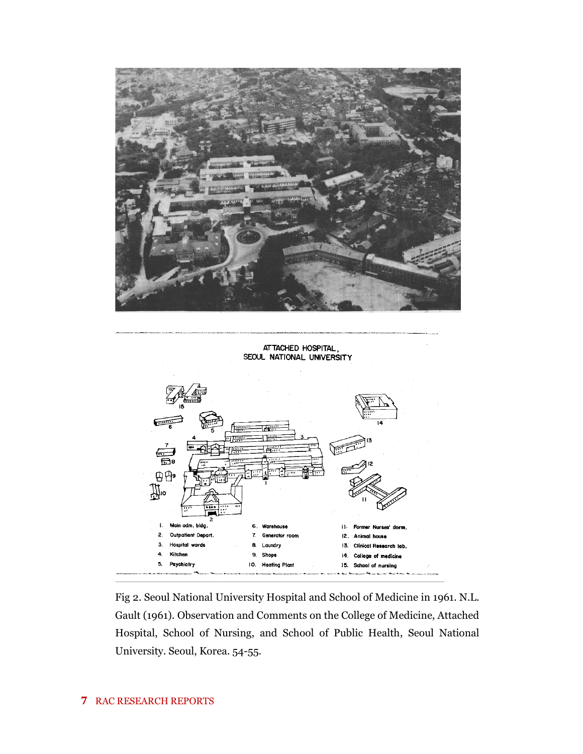ATTACHED HOSPITAL,
SEOUL NATIONAL UNIVERSITY

1. Main adm. bldg.
2. Outpatient Depart.
3. Hospital wards
4. Kitchen
5. Psychiatry
6. Warehouse
7. Generator room
8. Laundry
9. Shops
10. Heating Plant
11. Former Nurses' dorm.
12. Animal house
13. Clinical Research lab.
14. College of medicine
15. School of nursing

Fig 2. Seoul National University Hospital and School of Medicine in 1961. N.L. Gault (1961). Observation and Comments on the College of Medicine, Attached Hospital, School of Nursing, and School of Public Health, Seoul National University. Seoul, Korea. 54-55.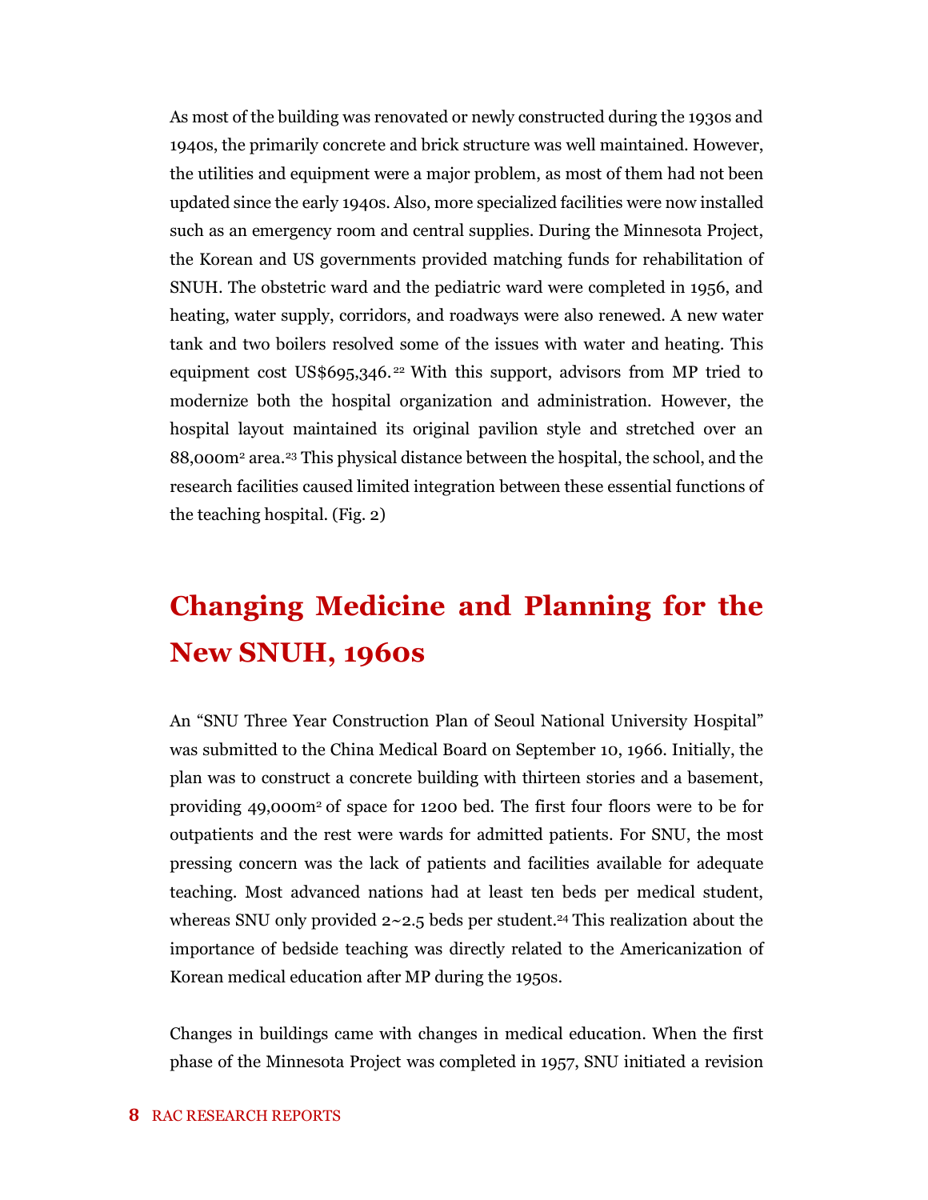As most of the building was renovated or newly constructed during the 1930s and 1940s, the primarily concrete and brick structure was well maintained. However, the utilities and equipment were a major problem, as most of them had not been updated since the early 1940s. Also, more specialized facilities were now installed such as an emergency room and central supplies. During the Minnesota Project, the Korean and US governments provided matching funds for rehabilitation of SNUH. The obstetric ward and the pediatric ward were completed in 1956, and heating, water supply, corridors, and roadways were also renewed. A new water tank and two boilers resolved some of the issues with water and heating. This equipment cost US$695,346.[22] With this support, advisors from MP tried to modernize both the hospital organization and administration. However, the hospital layout maintained its original pavilion style and stretched over an 88,000m² area.[23] This physical distance between the hospital, the school, and the research facilities caused limited integration between these essential functions of the teaching hospital. (Fig. 2)

## Changing Medicine and Planning for the New SNUH, 1960s

An "SNU Three Year Construction Plan of Seoul National University Hospital" was submitted to the China Medical Board on September 10, 1966. Initially, the plan was to construct a concrete building with thirteen stories and a basement, providing 49,000m² of space for 1200 bed. The first four floors were to be for outpatients and the rest were wards for admitted patients. For SNU, the most pressing concern was the lack of patients and facilities available for adequate teaching. Most advanced nations had at least ten beds per medical student, whereas SNU only provided 2~2.5 beds per student.[24] This realization about the importance of bedside teaching was directly related to the Americanization of Korean medical education after MP during the 1950s.

Changes in buildings came with changes in medical education. When the first phase of the Minnesota Project was completed in 1957, SNU initiated a revision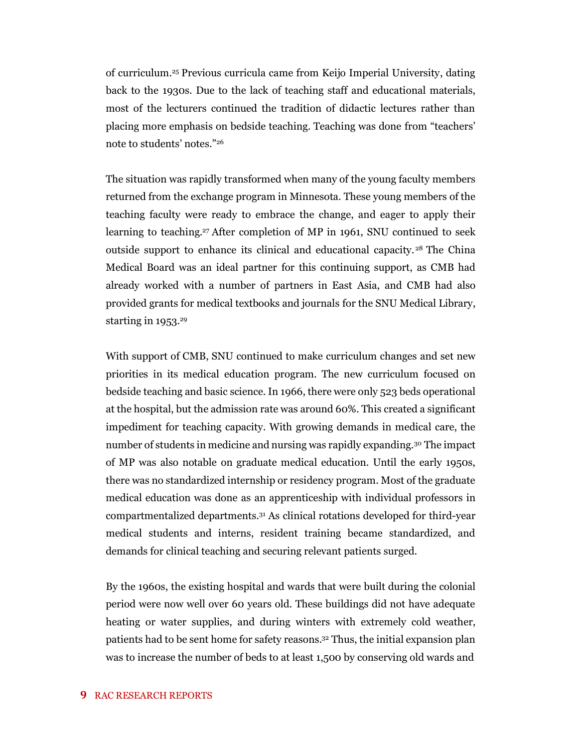of curriculum.[25] Previous curricula came from Keijo Imperial University, dating back to the 1930s. Due to the lack of teaching staff and educational materials, most of the lecturers continued the tradition of didactic lectures rather than placing more emphasis on bedside teaching. Teaching was done from "teachers' note to students' notes."[26]

The situation was rapidly transformed when many of the young faculty members returned from the exchange program in Minnesota. These young members of the teaching faculty were ready to embrace the change, and eager to apply their learning to teaching.[27] After completion of MP in 1961, SNU continued to seek outside support to enhance its clinical and educational capacity.[28] The China Medical Board was an ideal partner for this continuing support, as CMB had already worked with a number of partners in East Asia, and CMB had also provided grants for medical textbooks and journals for the SNU Medical Library, starting in 1953.[29]

With support of CMB, SNU continued to make curriculum changes and set new priorities in its medical education program. The new curriculum focused on bedside teaching and basic science. In 1966, there were only 523 beds operational at the hospital, but the admission rate was around 60%. This created a significant impediment for teaching capacity. With growing demands in medical care, the number of students in medicine and nursing was rapidly expanding.[30] The impact of MP was also notable on graduate medical education. Until the early 1950s, there was no standardized internship or residency program. Most of the graduate medical education was done as an apprenticeship with individual professors in compartmentalized departments.[31] As clinical rotations developed for third-year medical students and interns, resident training became standardized, and demands for clinical teaching and securing relevant patients surged.

By the 1960s, the existing hospital and wards that were built during the colonial period were now well over 60 years old. These buildings did not have adequate heating or water supplies, and during winters with extremely cold weather, patients had to be sent home for safety reasons.[32] Thus, the initial expansion plan was to increase the number of beds to at least 1,500 by conserving old wards and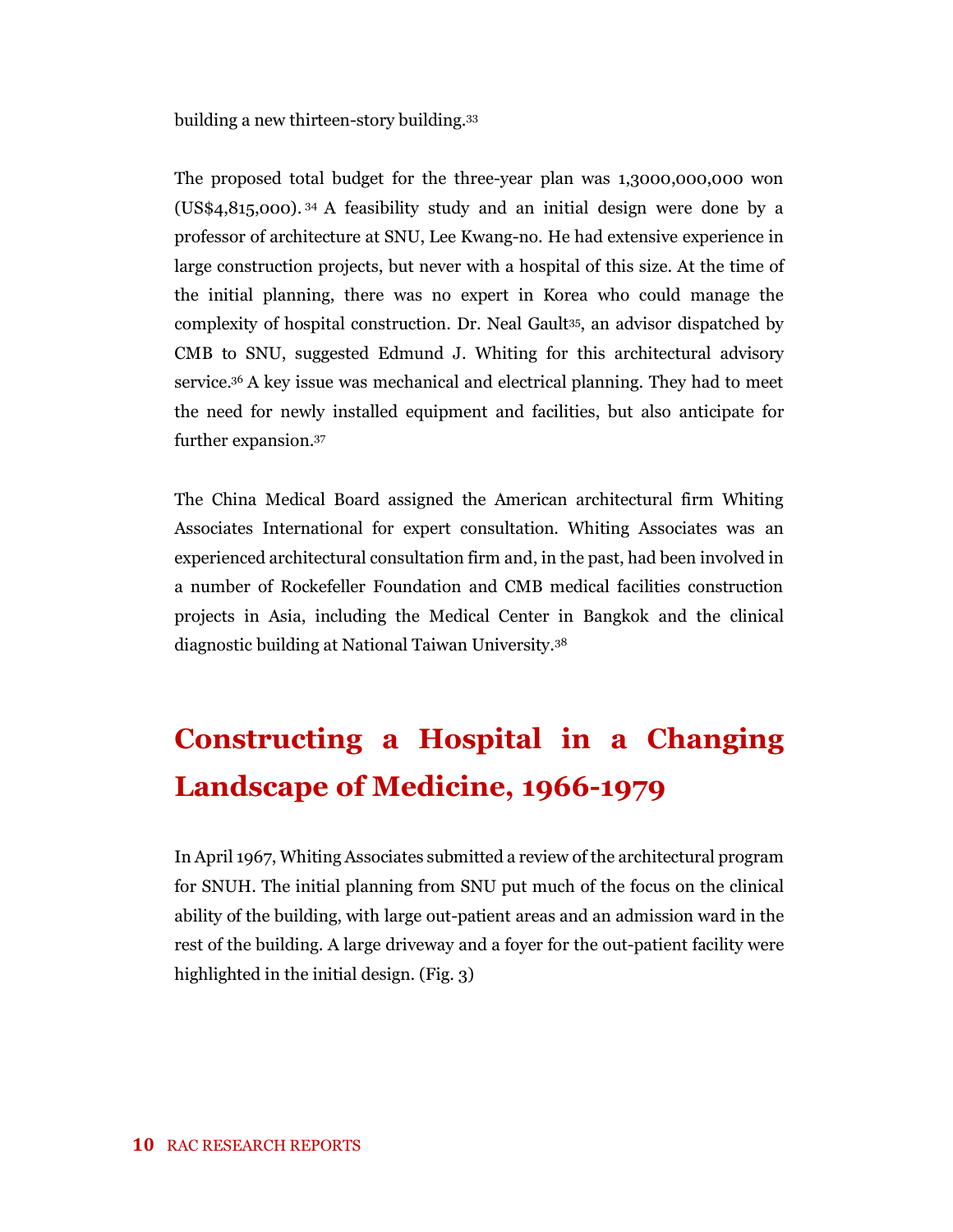building a new thirteen-story building.[33]

The proposed total budget for the three-year plan was 1,3000,000,000 won (US$4,815,000).[34] A feasibility study and an initial design were done by a professor of architecture at SNU, Lee Kwang-no. He had extensive experience in large construction projects, but never with a hospital of this size. At the time of the initial planning, there was no expert in Korea who could manage the complexity of hospital construction. Dr. Neal Gault[35], an advisor dispatched by CMB to SNU, suggested Edmund J. Whiting for this architectural advisory service.[36] A key issue was mechanical and electrical planning. They had to meet the need for newly installed equipment and facilities, but also anticipate for further expansion.[37]

The China Medical Board assigned the American architectural firm Whiting Associates International for expert consultation. Whiting Associates was an experienced architectural consultation firm and, in the past, had been involved in a number of Rockefeller Foundation and CMB medical facilities construction projects in Asia, including the Medical Center in Bangkok and the clinical diagnostic building at National Taiwan University.[38]

## Constructing a Hospital in a Changing Landscape of Medicine, 1966-1979

In April 1967, Whiting Associates submitted a review of the architectural program for SNUH. The initial planning from SNU put much of the focus on the clinical ability of the building, with large out-patient areas and an admission ward in the rest of the building. A large driveway and a foyer for the out-patient facility were highlighted in the initial design. (Fig. 3)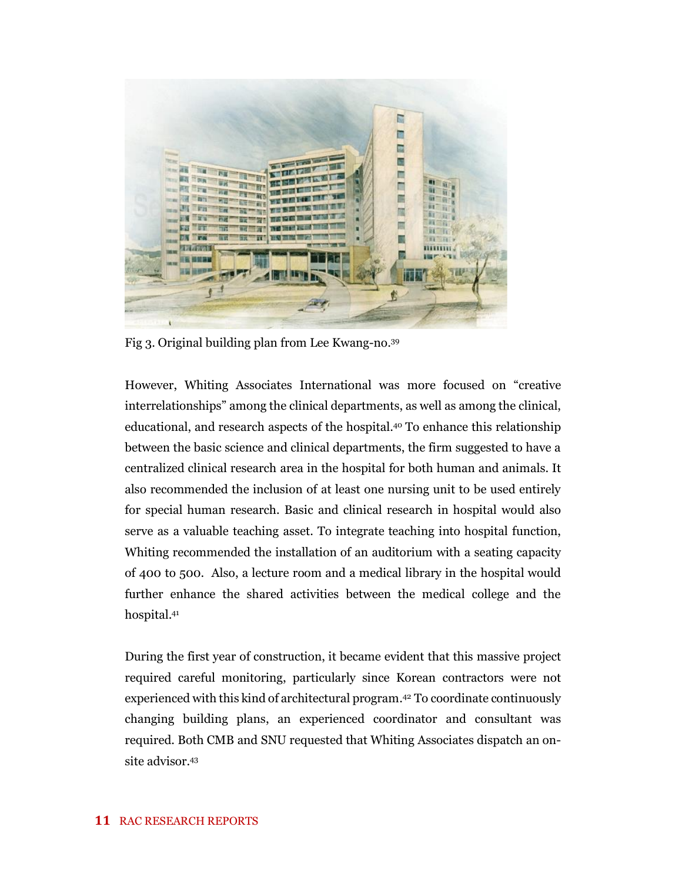Fig 3. Original building plan from Lee Kwang-no.[39]

However, Whiting Associates International was more focused on "creative interrelationships" among the clinical departments, as well as among the clinical, educational, and research aspects of the hospital.[40] To enhance this relationship between the basic science and clinical departments, the firm suggested to have a centralized clinical research area in the hospital for both human and animals. It also recommended the inclusion of at least one nursing unit to be used entirely for special human research. Basic and clinical research in hospital would also serve as a valuable teaching asset. To integrate teaching into hospital function, Whiting recommended the installation of an auditorium with a seating capacity of 400 to 500. Also, a lecture room and a medical library in the hospital would further enhance the shared activities between the medical college and the hospital.[41]

During the first year of construction, it became evident that this massive project required careful monitoring, particularly since Korean contractors were not experienced with this kind of architectural program.[42] To coordinate continuously changing building plans, an experienced coordinator and consultant was required. Both CMB and SNU requested that Whiting Associates dispatch an on-site advisor.[43]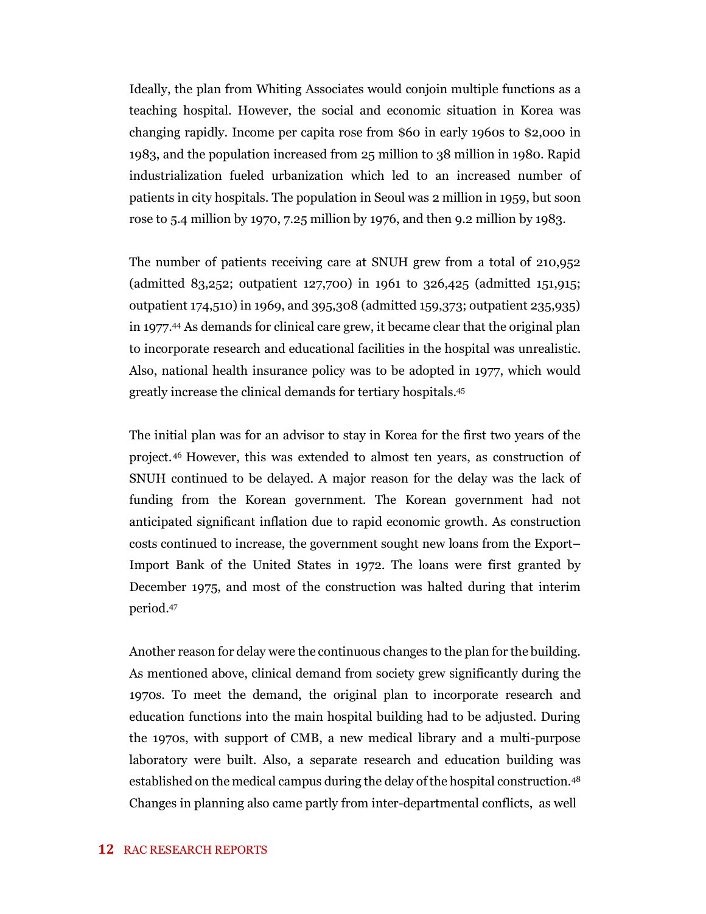Ideally, the plan from Whiting Associates would conjoin multiple functions as a teaching hospital. However, the social and economic situation in Korea was changing rapidly. Income per capita rose from $60 in early 1960s to $2,000 in 1983, and the population increased from 25 million to 38 million in 1980. Rapid industrialization fueled urbanization which led to an increased number of patients in city hospitals. The population in Seoul was 2 million in 1959, but soon rose to 5.4 million by 1970, 7.25 million by 1976, and then 9.2 million by 1983.

The number of patients receiving care at SNUH grew from a total of 210,952 (admitted 83,252; outpatient 127,700) in 1961 to 326,425 (admitted 151,915; outpatient 174,510) in 1969, and 395,308 (admitted 159,373; outpatient 235,935) in 1977.[44] As demands for clinical care grew, it became clear that the original plan to incorporate research and educational facilities in the hospital was unrealistic. Also, national health insurance policy was to be adopted in 1977, which would greatly increase the clinical demands for tertiary hospitals.[45]

The initial plan was for an advisor to stay in Korea for the first two years of the project.[46] However, this was extended to almost ten years, as construction of SNUH continued to be delayed. A major reason for the delay was the lack of funding from the Korean government. The Korean government had not anticipated significant inflation due to rapid economic growth. As construction costs continued to increase, the government sought new loans from the Export–Import Bank of the United States in 1972. The loans were first granted by December 1975, and most of the construction was halted during that interim period.[47]

Another reason for delay were the continuous changes to the plan for the building. As mentioned above, clinical demand from society grew significantly during the 1970s. To meet the demand, the original plan to incorporate research and education functions into the main hospital building had to be adjusted. During the 1970s, with support of CMB, a new medical library and a multi-purpose laboratory were built. Also, a separate research and education building was established on the medical campus during the delay of the hospital construction.[48] Changes in planning also came partly from inter-departmental conflicts, as well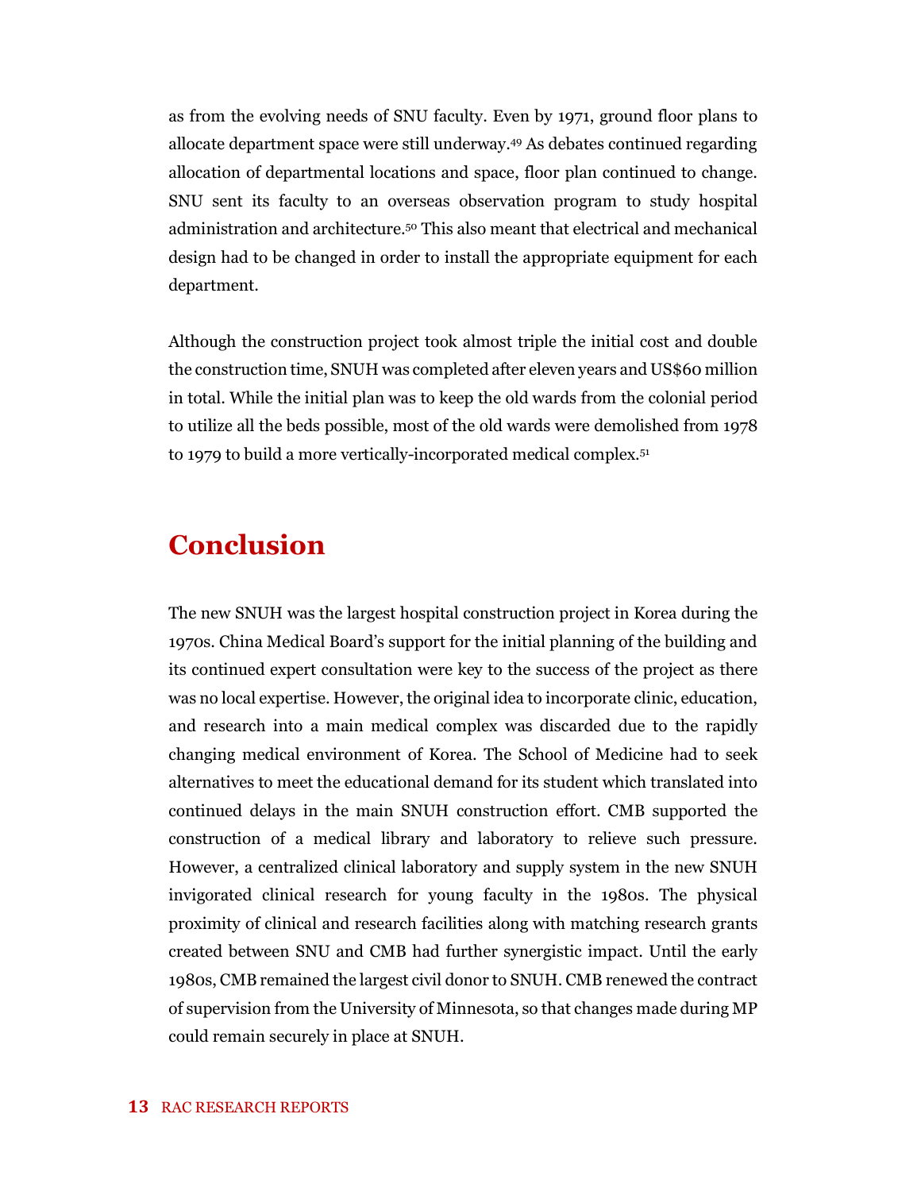as from the evolving needs of SNU faculty. Even by 1971, ground floor plans to allocate department space were still underway.[49] As debates continued regarding allocation of departmental locations and space, floor plan continued to change. SNU sent its faculty to an overseas observation program to study hospital administration and architecture.[50] This also meant that electrical and mechanical design had to be changed in order to install the appropriate equipment for each department.

Although the construction project took almost triple the initial cost and double the construction time, SNUH was completed after eleven years and US$60 million in total. While the initial plan was to keep the old wards from the colonial period to utilize all the beds possible, most of the old wards were demolished from 1978 to 1979 to build a more vertically-incorporated medical complex.[51]

## Conclusion

The new SNUH was the largest hospital construction project in Korea during the 1970s. China Medical Board's support for the initial planning of the building and its continued expert consultation were key to the success of the project as there was no local expertise. However, the original idea to incorporate clinic, education, and research into a main medical complex was discarded due to the rapidly changing medical environment of Korea. The School of Medicine had to seek alternatives to meet the educational demand for its student which translated into continued delays in the main SNUH construction effort. CMB supported the construction of a medical library and laboratory to relieve such pressure. However, a centralized clinical laboratory and supply system in the new SNUH invigorated clinical research for young faculty in the 1980s. The physical proximity of clinical and research facilities along with matching research grants created between SNU and CMB had further synergistic impact. Until the early 1980s, CMB remained the largest civil donor to SNUH. CMB renewed the contract of supervision from the University of Minnesota, so that changes made during MP could remain securely in place at SNUH.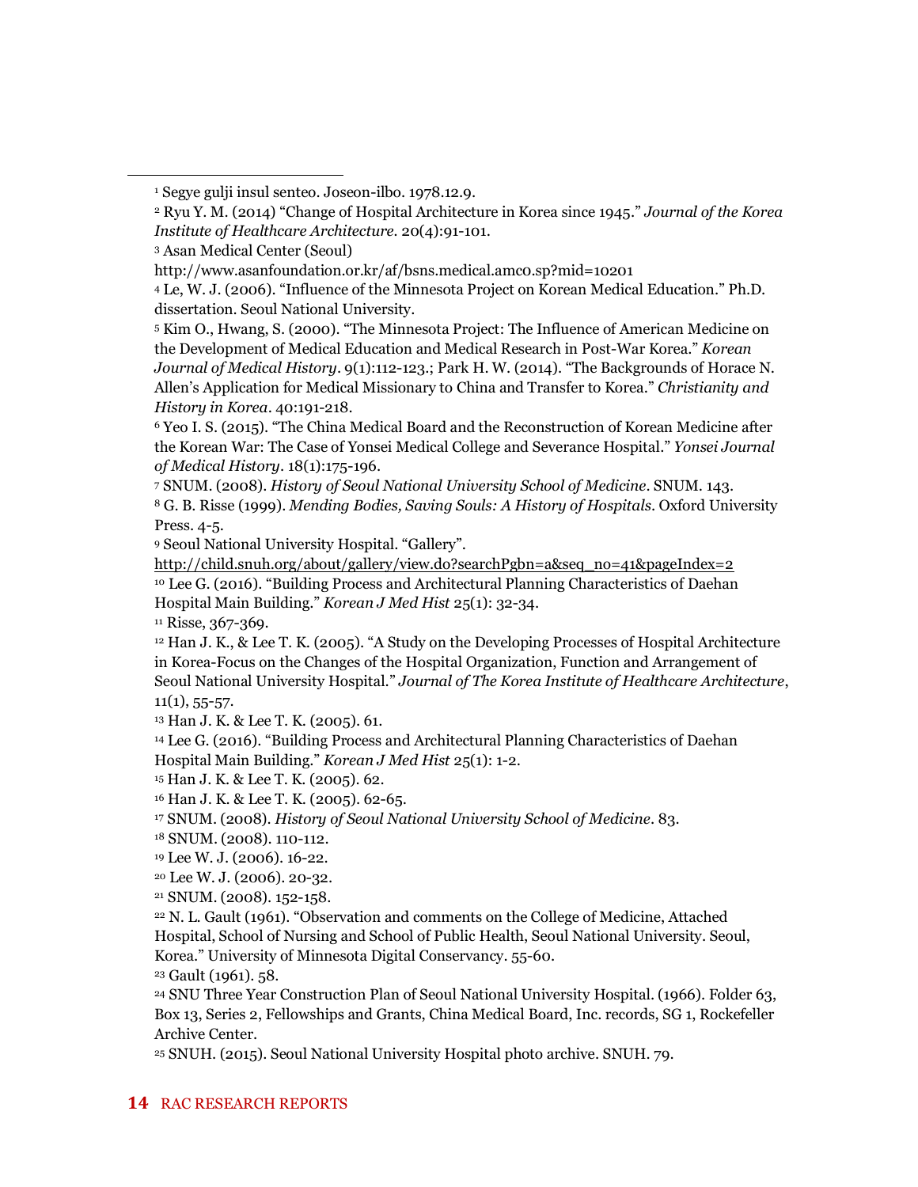[1] Segye gulji insul senteo. Joseon-ilbo. 1978.12.9.

[2] Ryu Y. M. (2014) "Change of Hospital Architecture in Korea since 1945." *Journal of the Korea Institute of Healthcare Architecture*. 20(4):91-101.

[3] Asan Medical Center (Seoul) http://www.asanfoundation.or.kr/af/bsns.medical.amc0.sp?mid=10201

[4] Le, W. J. (2006). "Influence of the Minnesota Project on Korean Medical Education." Ph.D. dissertation. Seoul National University.

[5] Kim O., Hwang, S. (2000). "The Minnesota Project: The Influence of American Medicine on the Development of Medical Education and Medical Research in Post-War Korea." *Korean Journal of Medical History*. 9(1):112-123.; Park H. W. (2014). "The Backgrounds of Horace N. Allen's Application for Medical Missionary to China and Transfer to Korea." *Christianity and History in Korea*. 40:191-218.

[6] Yeo I. S. (2015). "The China Medical Board and the Reconstruction of Korean Medicine after the Korean War: The Case of Yonsei Medical College and Severance Hospital." *Yonsei Journal of Medical History*. 18(1):175-196.

[7] SNUM. (2008). *History of Seoul National University School of Medicine*. SNUM. 143.

[8] G. B. Risse (1999). *Mending Bodies, Saving Souls: A History of Hospitals*. Oxford University Press. 4-5.

[9] Seoul National University Hospital. "Gallery". http://child.snuh.org/about/gallery/view.do?searchPgbn=a&seq_no=41&pageIndex=2

[10] Lee G. (2016). "Building Process and Architectural Planning Characteristics of Daehan Hospital Main Building." *Korean J Med Hist* 25(1): 32-34.

[11] Risse, 367-369.

[12] Han J. K., & Lee T. K. (2005). "A Study on the Developing Processes of Hospital Architecture in Korea-Focus on the Changes of the Hospital Organization, Function and Arrangement of Seoul National University Hospital." *Journal of The Korea Institute of Healthcare Architecture*, 11(1), 55-57.

[13] Han J. K. & Lee T. K. (2005). 61.

[14] Lee G. (2016). "Building Process and Architectural Planning Characteristics of Daehan Hospital Main Building." *Korean J Med Hist* 25(1): 1-2.

[15] Han J. K. & Lee T. K. (2005). 62.

[16] Han J. K. & Lee T. K. (2005). 62-65.

[17] SNUM. (2008). *History of Seoul National University School of Medicine*. 83.

[18] SNUM. (2008). 110-112.

[19] Lee W. J. (2006). 16-22.

[20] Lee W. J. (2006). 20-32.

[21] SNUM. (2008). 152-158.

[22] N. L. Gault (1961). "Observation and comments on the College of Medicine, Attached Hospital, School of Nursing and School of Public Health, Seoul National University. Seoul, Korea." University of Minnesota Digital Conservancy. 55-60.

[23] Gault (1961). 58.

[24] SNU Three Year Construction Plan of Seoul National University Hospital. (1966). Folder 63, Box 13, Series 2, Fellowships and Grants, China Medical Board, Inc. records, SG 1, Rockefeller Archive Center.

[25] SNUH. (2015). Seoul National University Hospital photo archive. SNUH. 79.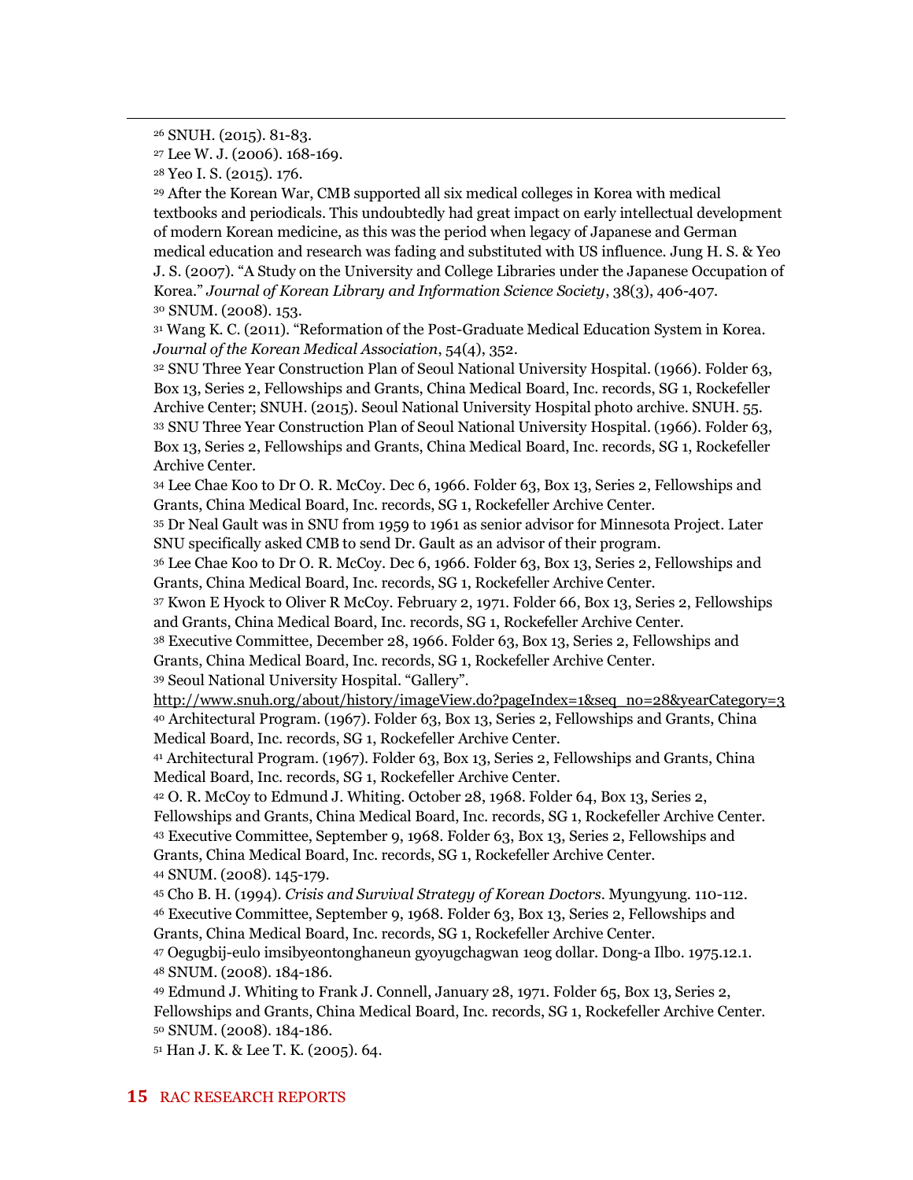[26] SNUH. (2015). 81-83.

[27] Lee W. J. (2006). 168-169.

[28] Yeo I. S. (2015). 176.

[29] After the Korean War, CMB supported all six medical colleges in Korea with medical textbooks and periodicals. This undoubtedly had great impact on early intellectual development of modern Korean medicine, as this was the period when legacy of Japanese and German medical education and research was fading and substituted with US influence. Jung H. S. & Yeo J. S. (2007). "A Study on the University and College Libraries under the Japanese Occupation of Korea." *Journal of Korean Library and Information Science Society*, 38(3), 406-407.

[30] SNUM. (2008). 153.

[31] Wang K. C. (2011). "Reformation of the Post-Graduate Medical Education System in Korea. *Journal of the Korean Medical Association*, 54(4), 352.

[32] SNU Three Year Construction Plan of Seoul National University Hospital. (1966). Folder 63, Box 13, Series 2, Fellowships and Grants, China Medical Board, Inc. records, SG 1, Rockefeller Archive Center; SNUH. (2015). Seoul National University Hospital photo archive. SNUH. 55.

[33] SNU Three Year Construction Plan of Seoul National University Hospital. (1966). Folder 63, Box 13, Series 2, Fellowships and Grants, China Medical Board, Inc. records, SG 1, Rockefeller Archive Center.

[34] Lee Chae Koo to Dr O. R. McCoy. Dec 6, 1966. Folder 63, Box 13, Series 2, Fellowships and Grants, China Medical Board, Inc. records, SG 1, Rockefeller Archive Center.

[35] Dr Neal Gault was in SNU from 1959 to 1961 as senior advisor for Minnesota Project. Later SNU specifically asked CMB to send Dr. Gault as an advisor of their program.

[36] Lee Chae Koo to Dr O. R. McCoy. Dec 6, 1966. Folder 63, Box 13, Series 2, Fellowships and Grants, China Medical Board, Inc. records, SG 1, Rockefeller Archive Center.

[37] Kwon E Hyock to Oliver R McCoy. February 2, 1971. Folder 66, Box 13, Series 2, Fellowships and Grants, China Medical Board, Inc. records, SG 1, Rockefeller Archive Center.

[38] Executive Committee, December 28, 1966. Folder 63, Box 13, Series 2, Fellowships and Grants, China Medical Board, Inc. records, SG 1, Rockefeller Archive Center.

[39] Seoul National University Hospital. "Gallery". http://www.snuh.org/about/history/imageView.do?pageIndex=1&seq_no=28&yearCategory=3

[40] Architectural Program. (1967). Folder 63, Box 13, Series 2, Fellowships and Grants, China Medical Board, Inc. records, SG 1, Rockefeller Archive Center.

[41] Architectural Program. (1967). Folder 63, Box 13, Series 2, Fellowships and Grants, China Medical Board, Inc. records, SG 1, Rockefeller Archive Center.

[42] O. R. McCoy to Edmund J. Whiting. October 28, 1968. Folder 64, Box 13, Series 2, Fellowships and Grants, China Medical Board, Inc. records, SG 1, Rockefeller Archive Center.

[43] Executive Committee, September 9, 1968. Folder 63, Box 13, Series 2, Fellowships and Grants, China Medical Board, Inc. records, SG 1, Rockefeller Archive Center.

[44] SNUM. (2008). 145-179.

[45] Cho B. H. (1994). *Crisis and Survival Strategy of Korean Doctors*. Myungyung. 110-112.

[46] Executive Committee, September 9, 1968. Folder 63, Box 13, Series 2, Fellowships and Grants, China Medical Board, Inc. records, SG 1, Rockefeller Archive Center.

[47] Oegugbij-eulo imsibyeontonghaneun gyoyugchagwan 1eog dollar. Dong-a Ilbo. 1975.12.1.

[48] SNUM. (2008). 184-186.

[49] Edmund J. Whiting to Frank J. Connell, January 28, 1971. Folder 65, Box 13, Series 2, Fellowships and Grants, China Medical Board, Inc. records, SG 1, Rockefeller Archive Center.

[50] SNUM. (2008). 184-186.

[51] Han J. K. & Lee T. K. (2005). 64.